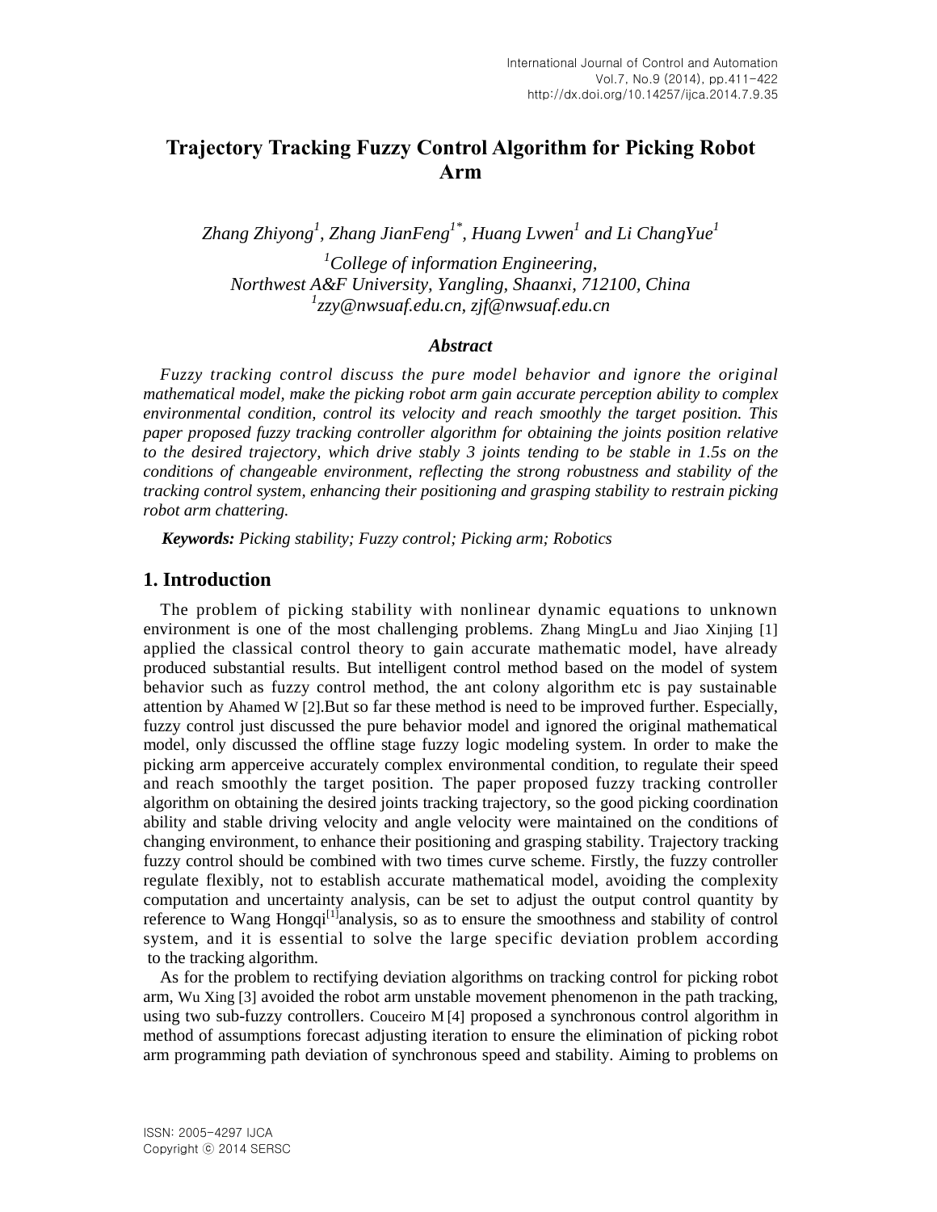# Trajectory Tracking Fuzzy Control Algorithm for Picking Robot Arm

*Zhang Zhiyong[1], Zhang JianFeng[1*], Huang Lvwen[1] and Li ChangYue[1]*

*[1]College of information Engineering, Northwest A&F University, Yangling, Shaanxi, 712100, China*
*[1]zzy@nwsuaf.edu.cn, zjf@nwsuaf.edu.cn*

### *Abstract*

*Fuzzy tracking control discuss the pure model behavior and ignore the original mathematical model, make the picking robot arm gain accurate perception ability to complex environmental condition, control its velocity and reach smoothly the target position. This paper proposed fuzzy tracking controller algorithm for obtaining the joints position relative to the desired trajectory, which drive stably 3 joints tending to be stable in 1.5s on the conditions of changeable environment, reflecting the strong robustness and stability of the tracking control system, enhancing their positioning and grasping stability to restrain picking robot arm chattering.*

***Keywords:*** *Picking stability; Fuzzy control; Picking arm; Robotics*

## 1. Introduction

The problem of picking stability with nonlinear dynamic equations to unknown environment is one of the most challenging problems. Zhang MingLu and Jiao Xinjing [1] applied the classical control theory to gain accurate mathematic model, have already produced substantial results. But intelligent control method based on the model of system behavior such as fuzzy control method, the ant colony algorithm etc is pay sustainable attention by Ahamed W [2].But so far these method is need to be improved further. Especially, fuzzy control just discussed the pure behavior model and ignored the original mathematical model, only discussed the offline stage fuzzy logic modeling system. In order to make the picking arm apperceive accurately complex environmental condition, to regulate their speed and reach smoothly the target position. The paper proposed fuzzy tracking controller algorithm on obtaining the desired joints tracking trajectory, so the good picking coordination ability and stable driving velocity and angle velocity were maintained on the conditions of changing environment, to enhance their positioning and grasping stability. Trajectory tracking fuzzy control should be combined with two times curve scheme. Firstly, the fuzzy controller regulate flexibly, not to establish accurate mathematical model, avoiding the complexity computation and uncertainty analysis, can be set to adjust the output control quantity by reference to Wang Hongqi[1]analysis, so as to ensure the smoothness and stability of control system, and it is essential to solve the large specific deviation problem according to the tracking algorithm.

As for the problem to rectifying deviation algorithms on tracking control for picking robot arm, Wu Xing [3] avoided the robot arm unstable movement phenomenon in the path tracking, using two sub-fuzzy controllers. Couceiro M [4] proposed a synchronous control algorithm in method of assumptions forecast adjusting iteration to ensure the elimination of picking robot arm programming path deviation of synchronous speed and stability. Aiming to problems on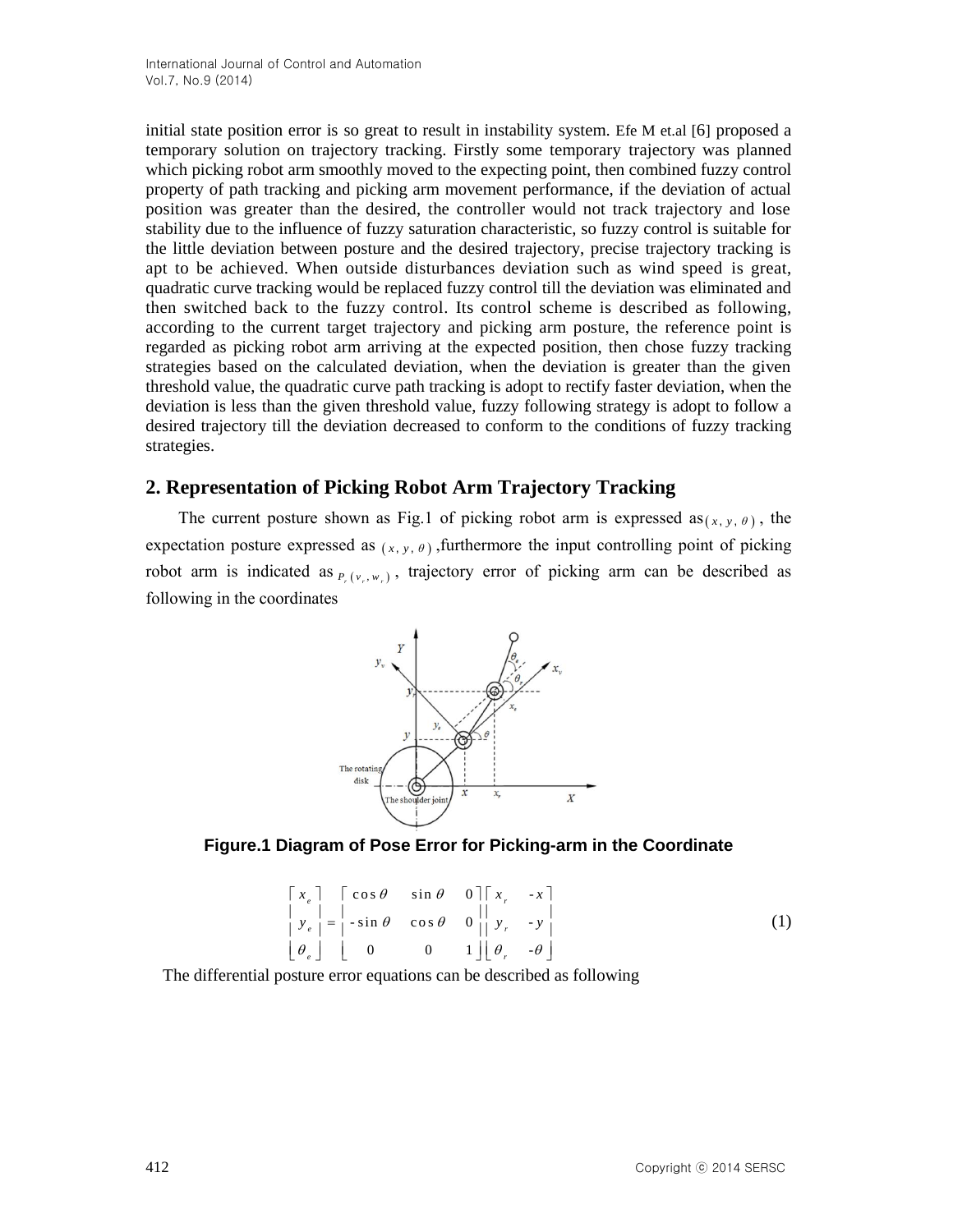initial state position error is so great to result in instability system. Efe M et.al [6] proposed a temporary solution on trajectory tracking. Firstly some temporary trajectory was planned which picking robot arm smoothly moved to the expecting point, then combined fuzzy control property of path tracking and picking arm movement performance, if the deviation of actual position was greater than the desired, the controller would not track trajectory and lose stability due to the influence of fuzzy saturation characteristic, so fuzzy control is suitable for the little deviation between posture and the desired trajectory, precise trajectory tracking is apt to be achieved. When outside disturbances deviation such as wind speed is great, quadratic curve tracking would be replaced fuzzy control till the deviation was eliminated and then switched back to the fuzzy control. Its control scheme is described as following, according to the current target trajectory and picking arm posture, the reference point is regarded as picking robot arm arriving at the expected position, then chose fuzzy tracking strategies based on the calculated deviation, when the deviation is greater than the given threshold value, the quadratic curve path tracking is adopt to rectify faster deviation, when the deviation is less than the given threshold value, fuzzy following strategy is adopt to follow a desired trajectory till the deviation decreased to conform to the conditions of fuzzy tracking strategies.

## 2. Representation of Picking Robot Arm Trajectory Tracking

The current posture shown as Fig.1 of picking robot arm is expressed as $(x, y, \theta)$, the expectation posture expressed as $(x, y, \theta)$, furthermore the input controlling point of picking robot arm is indicated as $P_r(v_r, w_r)$, trajectory error of picking arm can be described as following in the coordinates

**Figure.1 Diagram of Pose Error for Picking-arm in the Coordinate**

$$\begin{bmatrix} x_e \\ y_e \\ \theta_e \end{bmatrix} = \begin{bmatrix} \cos\theta & \sin\theta & 0 \\ -\sin\theta & \cos\theta & 0 \\ 0 & 0 & 1 \end{bmatrix} \begin{bmatrix} x_r & -x \\ y_r & -y \\ \theta_r & -\theta \end{bmatrix} \tag{1}$$

The differential posture error equations can be described as following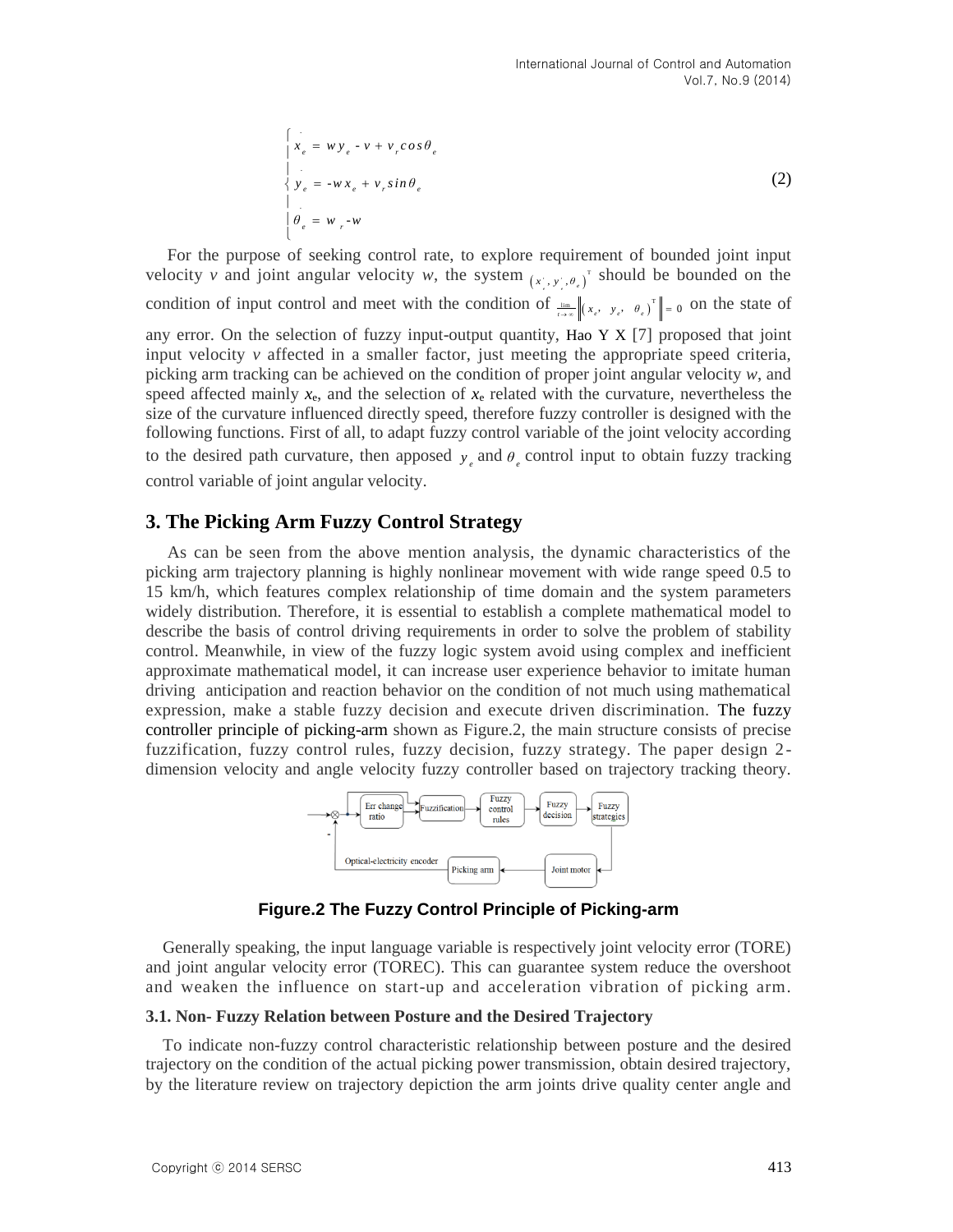$$
\begin{cases}
\dot{x}_e = w y_e - v + v_r \cos\theta_e \\
\dot{y}_e = -w x_e + v_r \sin\theta_e \\
\dot{\theta}_e = w_r - w
\end{cases}
\tag{2}
$$

For the purpose of seeking control rate, to explore requirement of bounded joint input velocity *v* and joint angular velocity *w*, the system $\left(x_e^{\cdot}, y_e^{\cdot}, \theta_e\right)^{\mathrm{T}}$ should be bounded on the condition of input control and meet with the condition of $\lim_{t\to\infty}\left\|\left(x_e, \ y_e, \ \theta_e\right)^{\mathrm{T}}\right\| = 0$ on the state of any error. On the selection of fuzzy input-output quantity, Hao Y X [7] proposed that joint input velocity *v* affected in a smaller factor, just meeting the appropriate speed criteria, picking arm tracking can be achieved on the condition of proper joint angular velocity *w*, and speed affected mainly $x_e$, and the selection of $x_e$ related with the curvature, nevertheless the size of the curvature influenced directly speed, therefore fuzzy controller is designed with the following functions. First of all, to adapt fuzzy control variable of the joint velocity according to the desired path curvature, then apposed $y_e$ and $\theta_e$ control input to obtain fuzzy tracking control variable of joint angular velocity.

## 3. The Picking Arm Fuzzy Control Strategy

As can be seen from the above mention analysis, the dynamic characteristics of the picking arm trajectory planning is highly nonlinear movement with wide range speed 0.5 to 15 km/h, which features complex relationship of time domain and the system parameters widely distribution. Therefore, it is essential to establish a complete mathematical model to describe the basis of control driving requirements in order to solve the problem of stability control. Meanwhile, in view of the fuzzy logic system avoid using complex and inefficient approximate mathematical model, it can increase user experience behavior to imitate human driving anticipation and reaction behavior on the condition of not much using mathematical expression, make a stable fuzzy decision and execute driven discrimination. The fuzzy controller principle of picking-arm shown as Figure.2, the main structure consists of precise fuzzification, fuzzy control rules, fuzzy decision, fuzzy strategy. The paper design 2-dimension velocity and angle velocity fuzzy controller based on trajectory tracking theory.

**Figure.2 The Fuzzy Control Principle of Picking-arm**

Generally speaking, the input language variable is respectively joint velocity error (TORE) and joint angular velocity error (TOREC). This can guarantee system reduce the overshoot and weaken the influence on start-up and acceleration vibration of picking arm.

### 3.1. Non- Fuzzy Relation between Posture and the Desired Trajectory

To indicate non-fuzzy control characteristic relationship between posture and the desired trajectory on the condition of the actual picking power transmission, obtain desired trajectory, by the literature review on trajectory depiction the arm joints drive quality center angle and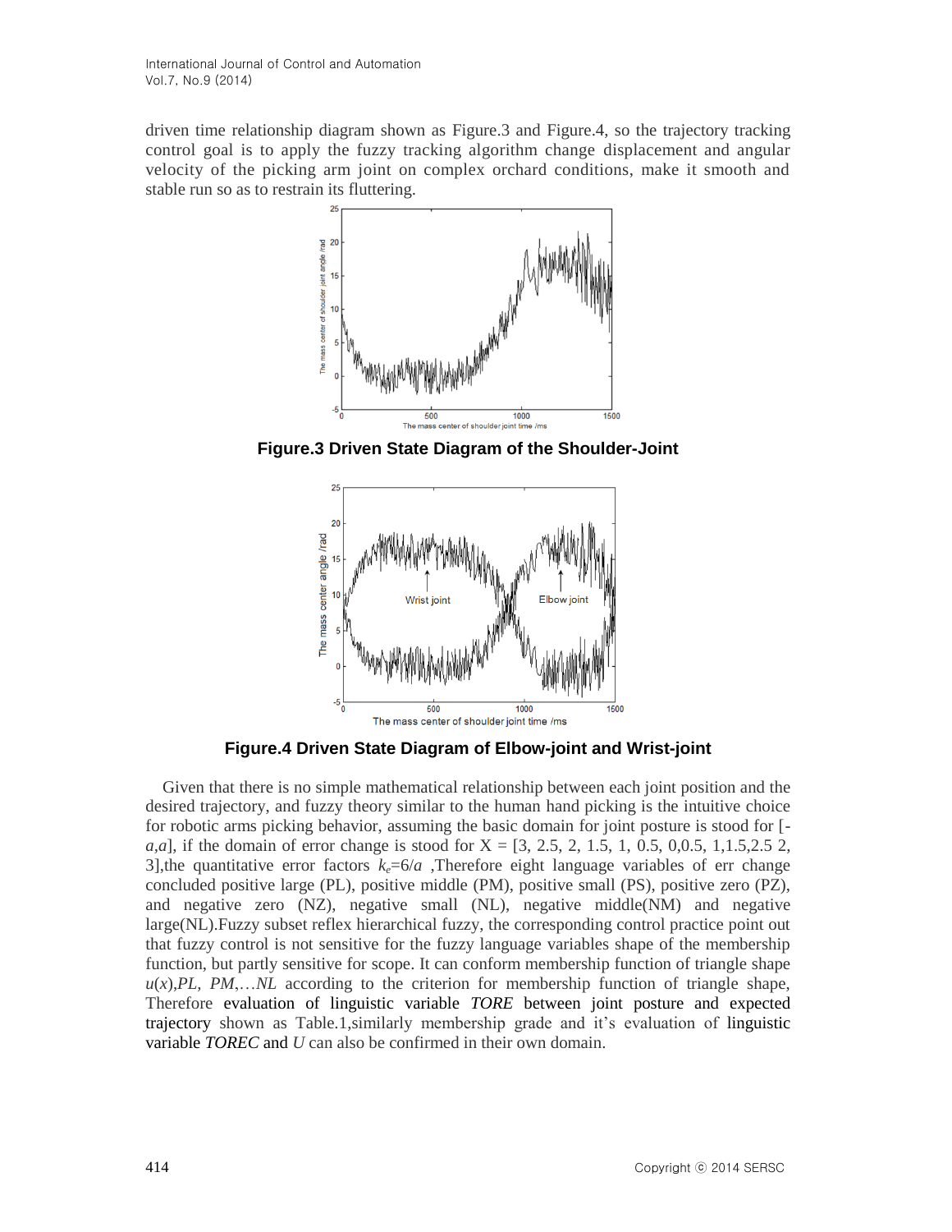driven time relationship diagram shown as Figure.3 and Figure.4, so the trajectory tracking control goal is to apply the fuzzy tracking algorithm change displacement and angular velocity of the picking arm joint on complex orchard conditions, make it smooth and stable run so as to restrain its fluttering.

**Figure.3 Driven State Diagram of the Shoulder-Joint**

**Figure.4 Driven State Diagram of Elbow-joint and Wrist-joint**

Given that there is no simple mathematical relationship between each joint position and the desired trajectory, and fuzzy theory similar to the human hand picking is the intuitive choice for robotic arms picking behavior, assuming the basic domain for joint posture is stood for $[-a,a]$, if the domain of error change is stood for X = [3, 2.5, 2, 1.5, 1, 0.5, 0,0.5, 1,1.5,2.5 2, 3],the quantitative error factors $k_e=6/a$ ,Therefore eight language variables of err change concluded positive large (PL), positive middle (PM), positive small (PS), positive zero (PZ), and negative zero (NZ), negative small (NL), negative middle(NM) and negative large(NL).Fuzzy subset reflex hierarchical fuzzy, the corresponding control practice point out that fuzzy control is not sensitive for the fuzzy language variables shape of the membership function, but partly sensitive for scope. It can conform membership function of triangle shape $u(x)$,*PL, PM*,…*NL* according to the criterion for membership function of triangle shape, Therefore evaluation of linguistic variable *TORE* between joint posture and expected trajectory shown as Table.1,similarly membership grade and it's evaluation of linguistic variable *TOREC* and *U* can also be confirmed in their own domain.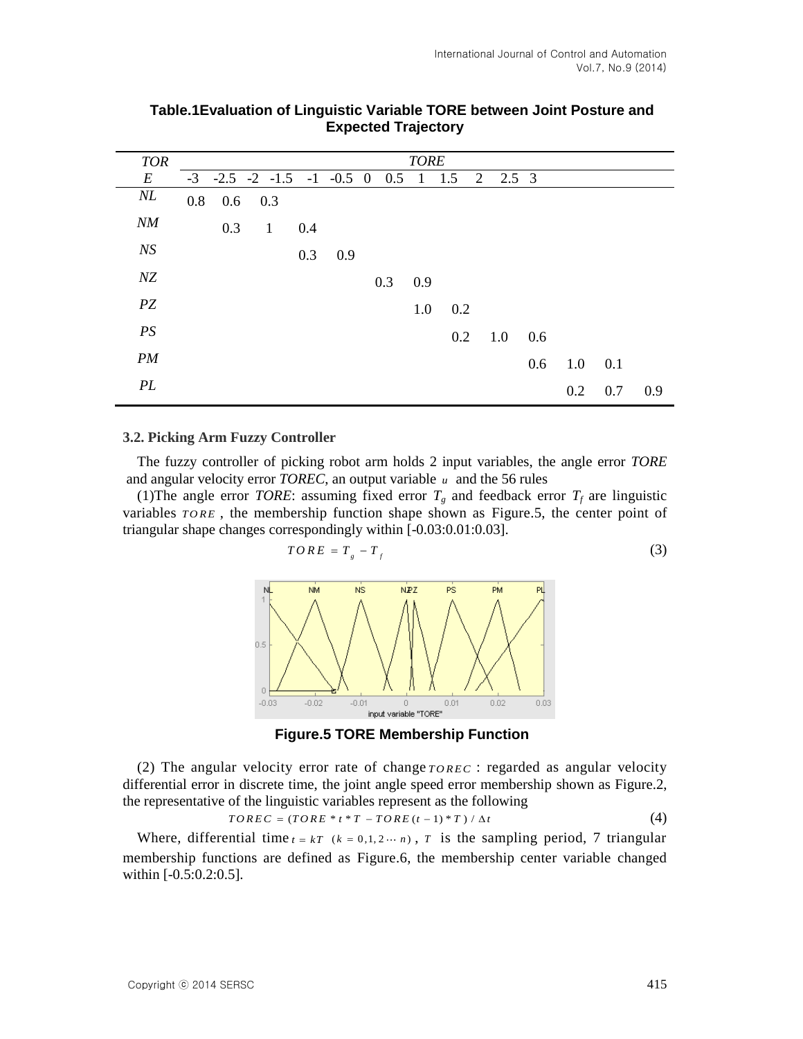**Table.1 Evaluation of Linguistic Variable TORE between Joint Posture and Expected Trajectory**

| *TORE* | *TORE* | | | | | | | | | | | | |
|---|---|---|---|---|---|---|---|---|---|---|---|---|---|
| | -3 | -2.5 | -2 | -1.5 | -1 | -0.5 | 0 | 0.5 | 1 | 1.5 | 2 | 2.5 | 3 |
| *NL* | 0.8 | 0.6 | 0.3 | | | | | | | | | | |
| *NM* | | 0.3 | 1 | 0.4 | | | | | | | | | |
| *NS* | | | | 0.3 | 0.9 | | | | | | | | |
| *NZ* | | | | | | 0.3 | 0.9 | | | | | | |
| *PZ* | | | | | | | 1.0 | 0.2 | | | | | |
| *PS* | | | | | | | | 0.2 | 1.0 | 0.6 | | | |
| *PM* | | | | | | | | | | 0.6 | 1.0 | 0.1 | |
| *PL* | | | | | | | | | | | 0.2 | 0.7 | 0.9 |

### 3.2. Picking Arm Fuzzy Controller

The fuzzy controller of picking robot arm holds 2 input variables, the angle error *TORE* and angular velocity error *TOREC*, an output variable $u$ and the 56 rules

(1)The angle error *TORE*: assuming fixed error $T_g$ and feedback error $T_f$ are linguistic variables $TORE$, the membership function shape shown as Figure.5, the center point of triangular shape changes correspondingly within [-0.03:0.01:0.03].

$$TORE = T_g - T_f \tag{3}$$

**Figure.5 TORE Membership Function**

(2) The angular velocity error rate of change $TOREC$: regarded as angular velocity differential error in discrete time, the joint angle speed error membership shown as Figure.2, the representative of the linguistic variables represent as the following

$$TOREC = (TORE * t * T - TORE(t-1) * T) / \Delta t \tag{4}$$

Where, differential time $t = kT \quad (k = 0,1,2 \cdots n)$, $T$ is the sampling period, 7 triangular membership functions are defined as Figure.6, the membership center variable changed within [-0.5:0.2:0.5].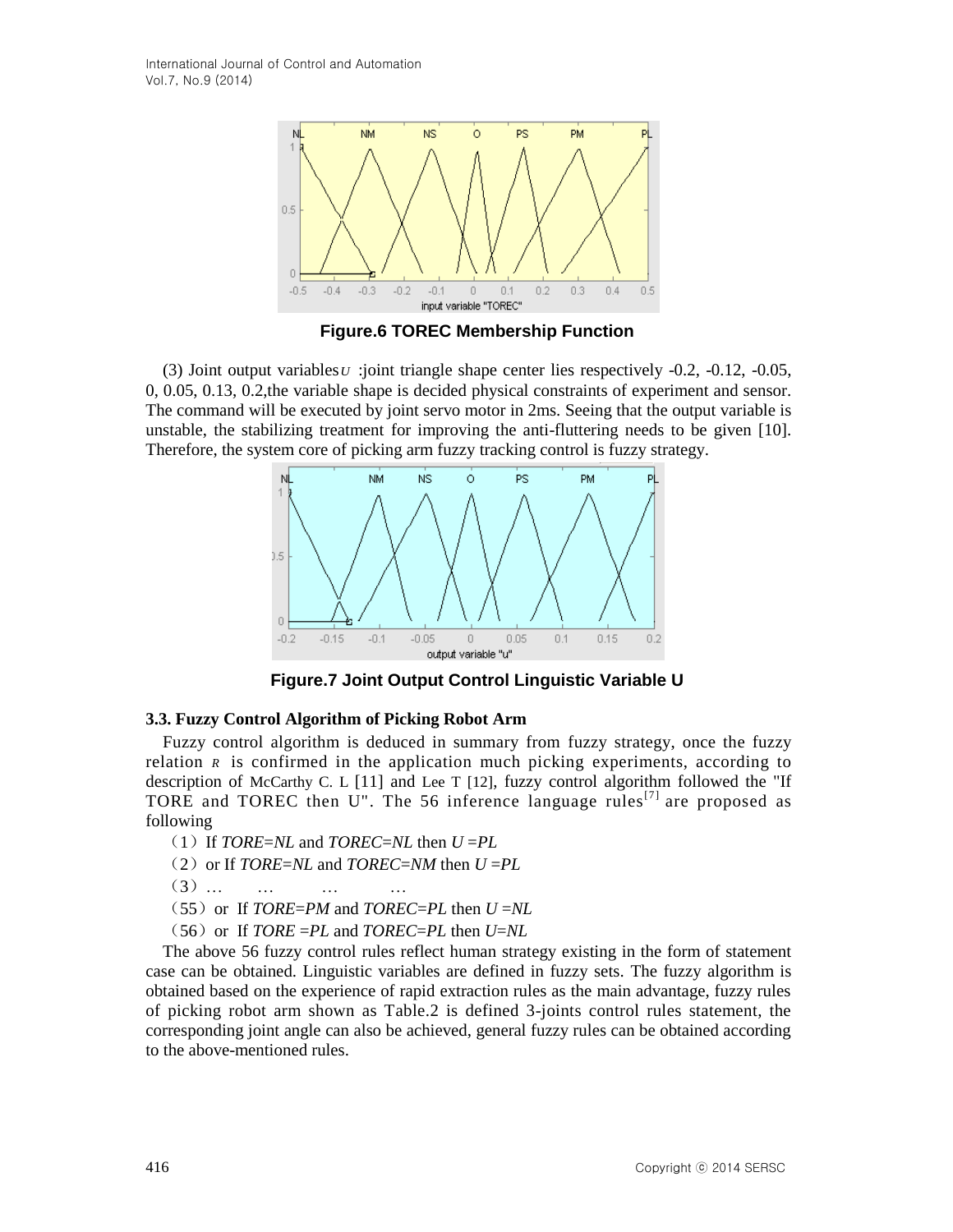**Figure.6 TOREC Membership Function**

(3) Joint output variables $U$ :joint triangle shape center lies respectively -0.2, -0.12, -0.05, 0, 0.05, 0.13, 0.2,the variable shape is decided physical constraints of experiment and sensor. The command will be executed by joint servo motor in 2ms. Seeing that the output variable is unstable, the stabilizing treatment for improving the anti-fluttering needs to be given [10]. Therefore, the system core of picking arm fuzzy tracking control is fuzzy strategy.

**Figure.7 Joint Output Control Linguistic Variable U**

### 3.3. Fuzzy Control Algorithm of Picking Robot Arm

Fuzzy control algorithm is deduced in summary from fuzzy strategy, once the fuzzy relation $R$ is confirmed in the application much picking experiments, according to description of McCarthy C. L [11] and Lee T [12], fuzzy control algorithm followed the "If TORE and TOREC then U". The 56 inference language rules[7] are proposed as following

（1）If *TORE=NL* and *TOREC=NL* then *U =PL*

（2）or If *TORE=NL* and *TOREC=NM* then *U =PL*

（3）… … … …

（55）or If *TORE=PM* and *TOREC=PL* then *U =NL*

（56）or If *TORE =PL* and *TOREC=PL* then *U=NL*

The above 56 fuzzy control rules reflect human strategy existing in the form of statement case can be obtained. Linguistic variables are defined in fuzzy sets. The fuzzy algorithm is obtained based on the experience of rapid extraction rules as the main advantage, fuzzy rules of picking robot arm shown as Table.2 is defined 3-joints control rules statement, the corresponding joint angle can also be achieved, general fuzzy rules can be obtained according to the above-mentioned rules.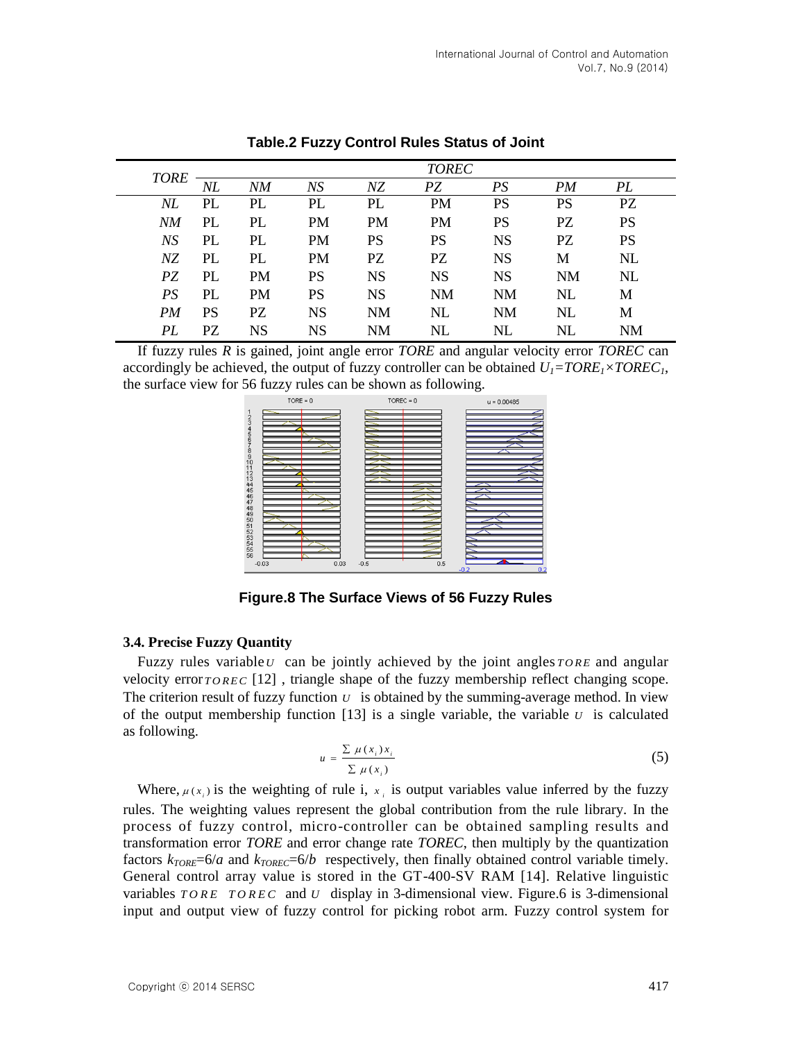**Table.2 Fuzzy Control Rules Status of Joint**

| *TORE* | *TOREC* | | | | | | | |
|---|---|---|---|---|---|---|---|---|
| | *NL* | *NM* | *NS* | *NZ* | *PZ* | *PS* | *PM* | *PL* |
| *NL* | PL | PL | PL | PL | PM | PS | PS | PZ |
| *NM* | PL | PL | PM | PM | PM | PS | PZ | PS |
| *NS* | PL | PL | PM | PS | PS | NS | PZ | PS |
| *NZ* | PL | PL | PM | PZ | PZ | NS | M | NL |
| *PZ* | PL | PM | PS | NS | NS | NS | NM | NL |
| *PS* | PL | PM | PS | NS | NM | NM | NL | M |
| *PM* | PS | PZ | NS | NM | NL | NM | NL | M |
| *PL* | PZ | NS | NS | NM | NL | NL | NL | NM |

If fuzzy rules *R* is gained, joint angle error *TORE* and angular velocity error *TOREC* can accordingly be achieved, the output of fuzzy controller can be obtained $U_1=TORE_1\times TOREC_1$, the surface view for 56 fuzzy rules can be shown as following.

**Figure.8 The Surface Views of 56 Fuzzy Rules**

### 3.4. Precise Fuzzy Quantity

Fuzzy rules variable $U$ can be jointly achieved by the joint angles $TORE$ and angular velocity error $TOREC$ [12] , triangle shape of the fuzzy membership reflect changing scope. The criterion result of fuzzy function $U$ is obtained by the summing-average method. In view of the output membership function [13] is a single variable, the variable $U$ is calculated as following.

$$u = \frac{\sum \mu(x_i)x_i}{\sum \mu(x_i)} \tag{5}$$

Where, $\mu(x_i)$ is the weighting of rule i, $x_i$ is output variables value inferred by the fuzzy rules. The weighting values represent the global contribution from the rule library. In the process of fuzzy control, micro-controller can be obtained sampling results and transformation error *TORE* and error change rate *TOREC*, then multiply by the quantization factors $k_{TORE}=6/a$ and $k_{TOREC}=6/b$ respectively, then finally obtained control variable timely. General control array value is stored in the GT-400-SV RAM [14]. Relative linguistic variables $TORE$ $TOREC$ and $U$ display in 3-dimensional view. Figure.6 is 3-dimensional input and output view of fuzzy control for picking robot arm. Fuzzy control system for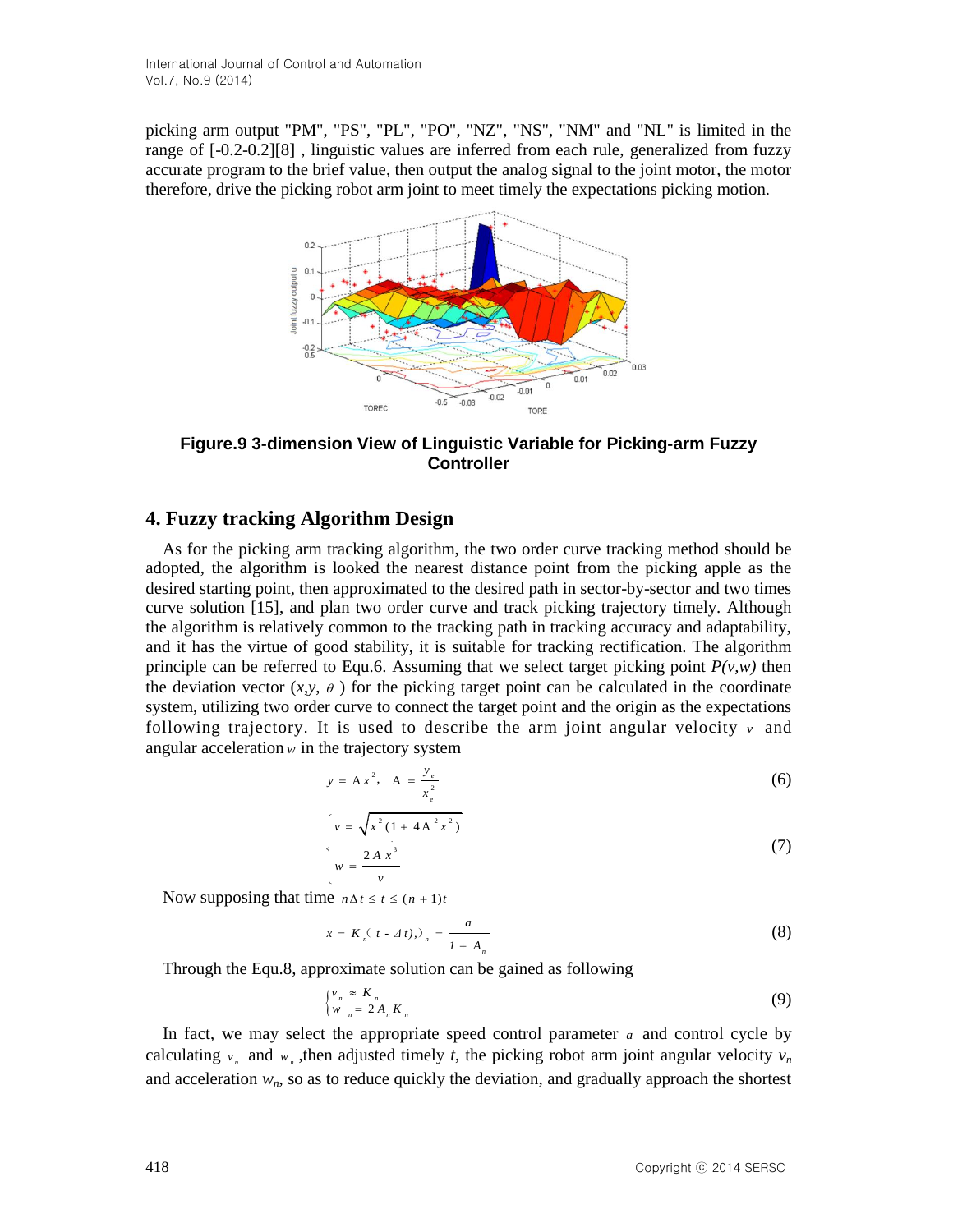picking arm output "PM", "PS", "PL", "PO", "NZ", "NS", "NM" and "NL" is limited in the range of [-0.2-0.2][8] , linguistic values are inferred from each rule, generalized from fuzzy accurate program to the brief value, then output the analog signal to the joint motor, the motor therefore, drive the picking robot arm joint to meet timely the expectations picking motion.

**Figure.9 3-dimension View of Linguistic Variable for Picking-arm Fuzzy Controller**

## 4. Fuzzy tracking Algorithm Design

As for the picking arm tracking algorithm, the two order curve tracking method should be adopted, the algorithm is looked the nearest distance point from the picking apple as the desired starting point, then approximated to the desired path in sector-by-sector and two times curve solution [15], and plan two order curve and track picking trajectory timely. Although the algorithm is relatively common to the tracking path in tracking accuracy and adaptability, and it has the virtue of good stability, it is suitable for tracking rectification. The algorithm principle can be referred to Equ.6. Assuming that we select target picking point *P(v,w)* then the deviation vector $(x, y, \theta)$ for the picking target point can be calculated in the coordinate system, utilizing two order curve to connect the target point and the origin as the expectations following trajectory. It is used to describe the arm joint angular velocity $v$ and angular acceleration $w$ in the trajectory system

$$y = Ax^2, \quad A = \frac{y_e}{x_e^2} \tag{6}$$

$$\begin{cases} v = \sqrt{x^2(1 + 4A^2x^2)} \\ w = \dfrac{2Ax^3}{v} \end{cases} \tag{7}$$

Now supposing that time $n\Delta t \le t \le (n+1)t$

$$x = K_n(t - \Delta t),)_n = \frac{a}{1 + A_n} \tag{8}$$

Through the Equ.8, approximate solution can be gained as following

$$\begin{cases} v_n \approx K_n \\ w_n = 2A_n K_n \end{cases} \tag{9}$$

In fact, we may select the appropriate speed control parameter $a$ and control cycle by calculating $v_n$ and $w_n$ ,then adjusted timely *t*, the picking robot arm joint angular velocity $v_n$ and acceleration $w_n$, so as to reduce quickly the deviation, and gradually approach the shortest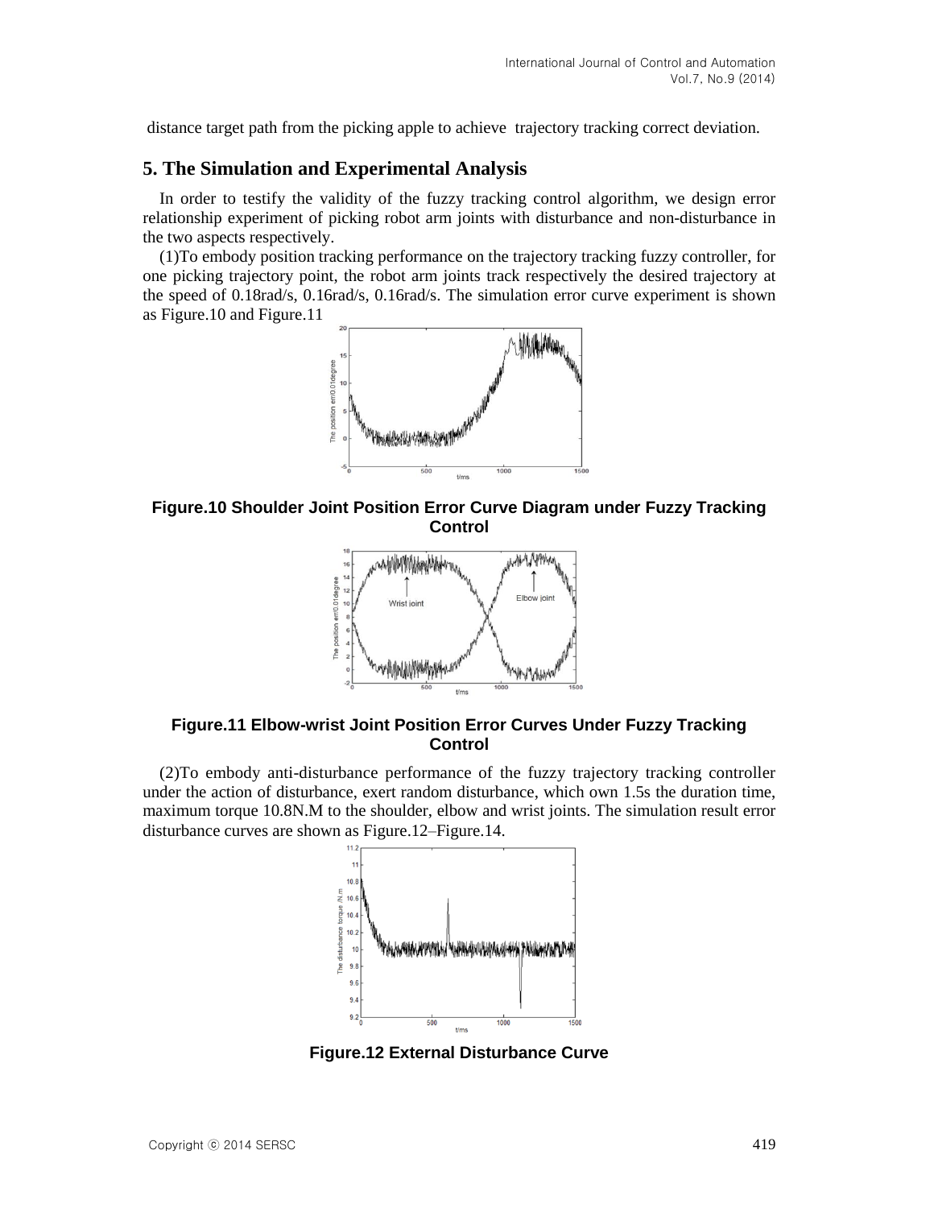distance target path from the picking apple to achieve trajectory tracking correct deviation.

## 5. The Simulation and Experimental Analysis

In order to testify the validity of the fuzzy tracking control algorithm, we design error relationship experiment of picking robot arm joints with disturbance and non-disturbance in the two aspects respectively.

(1)To embody position tracking performance on the trajectory tracking fuzzy controller, for one picking trajectory point, the robot arm joints track respectively the desired trajectory at the speed of 0.18rad/s, 0.16rad/s, 0.16rad/s. The simulation error curve experiment is shown as Figure.10 and Figure.11

**Figure.10 Shoulder Joint Position Error Curve Diagram under Fuzzy Tracking Control**

**Figure.11 Elbow-wrist Joint Position Error Curves Under Fuzzy Tracking Control**

(2)To embody anti-disturbance performance of the fuzzy trajectory tracking controller under the action of disturbance, exert random disturbance, which own 1.5s the duration time, maximum torque 10.8N.M to the shoulder, elbow and wrist joints. The simulation result error disturbance curves are shown as Figure.12–Figure.14.

**Figure.12 External Disturbance Curve**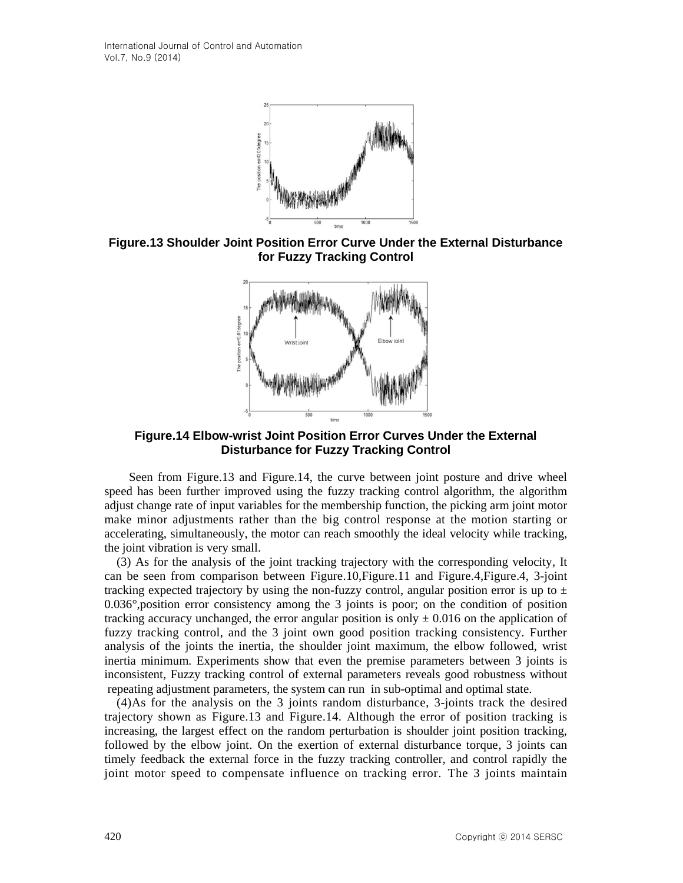**Figure.13 Shoulder Joint Position Error Curve Under the External Disturbance for Fuzzy Tracking Control**

**Figure.14 Elbow-wrist Joint Position Error Curves Under the External Disturbance for Fuzzy Tracking Control**

Seen from Figure.13 and Figure.14, the curve between joint posture and drive wheel speed has been further improved using the fuzzy tracking control algorithm, the algorithm adjust change rate of input variables for the membership function, the picking arm joint motor make minor adjustments rather than the big control response at the motion starting or accelerating, simultaneously, the motor can reach smoothly the ideal velocity while tracking, the joint vibration is very small.

(3) As for the analysis of the joint tracking trajectory with the corresponding velocity, It can be seen from comparison between Figure.10,Figure.11 and Figure.4,Figure.4, 3-joint tracking expected trajectory by using the non-fuzzy control, angular position error is up to ± 0.036°,position error consistency among the 3 joints is poor; on the condition of position tracking accuracy unchanged, the error angular position is only ± 0.016 on the application of fuzzy tracking control, and the 3 joint own good position tracking consistency. Further analysis of the joints the inertia, the shoulder joint maximum, the elbow followed, wrist inertia minimum. Experiments show that even the premise parameters between 3 joints is inconsistent, Fuzzy tracking control of external parameters reveals good robustness without repeating adjustment parameters, the system can run in sub-optimal and optimal state.

(4)As for the analysis on the 3 joints random disturbance, 3-joints track the desired trajectory shown as Figure.13 and Figure.14. Although the error of position tracking is increasing, the largest effect on the random perturbation is shoulder joint position tracking, followed by the elbow joint. On the exertion of external disturbance torque, 3 joints can timely feedback the external force in the fuzzy tracking controller, and control rapidly the joint motor speed to compensate influence on tracking error. The 3 joints maintain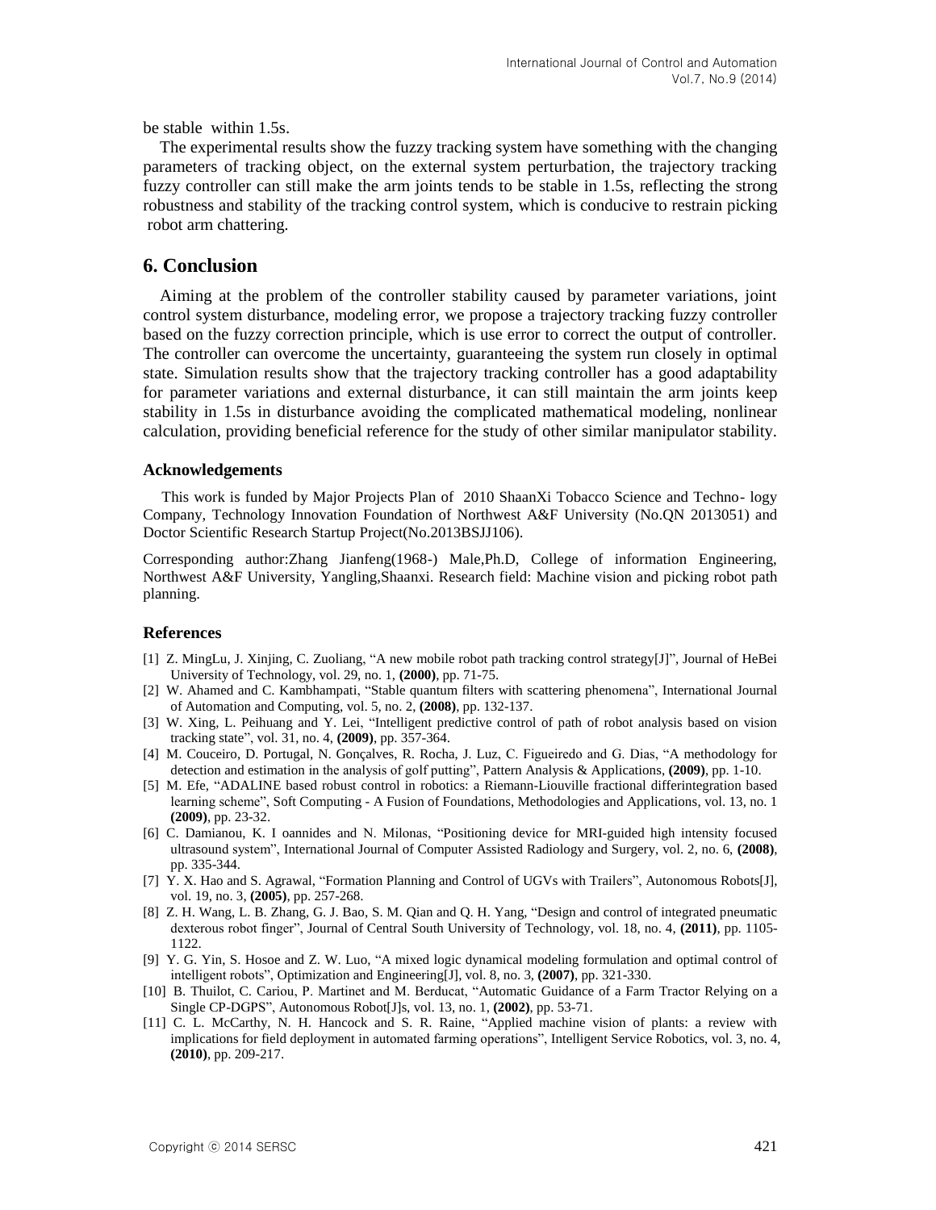be stable within 1.5s.

The experimental results show the fuzzy tracking system have something with the changing parameters of tracking object, on the external system perturbation, the trajectory tracking fuzzy controller can still make the arm joints tends to be stable in 1.5s, reflecting the strong robustness and stability of the tracking control system, which is conducive to restrain picking robot arm chattering.

## 6. Conclusion

Aiming at the problem of the controller stability caused by parameter variations, joint control system disturbance, modeling error, we propose a trajectory tracking fuzzy controller based on the fuzzy correction principle, which is use error to correct the output of controller. The controller can overcome the uncertainty, guaranteeing the system run closely in optimal state. Simulation results show that the trajectory tracking controller has a good adaptability for parameter variations and external disturbance, it can still maintain the arm joints keep stability in 1.5s in disturbance avoiding the complicated mathematical modeling, nonlinear calculation, providing beneficial reference for the study of other similar manipulator stability.

### Acknowledgements

This work is funded by Major Projects Plan of 2010 ShaanXi Tobacco Science and Techno- logy Company, Technology Innovation Foundation of Northwest A&F University (No.QN 2013051) and Doctor Scientific Research Startup Project(No.2013BSJJ106).

Corresponding author:Zhang Jianfeng(1968-) Male,Ph.D, College of information Engineering, Northwest A&F University, Yangling,Shaanxi. Research field: Machine vision and picking robot path planning.

### References

[1] Z. MingLu, J. Xinjing, C. Zuoliang, "A new mobile robot path tracking control strategy[J]", Journal of HeBei University of Technology, vol. 29, no. 1, **(2000)**, pp. 71-75.

[2] W. Ahamed and C. Kambhampati, "Stable quantum filters with scattering phenomena", International Journal of Automation and Computing, vol. 5, no. 2, **(2008)**, pp. 132-137.

[3] W. Xing, L. Peihuang and Y. Lei, "Intelligent predictive control of path of robot analysis based on vision tracking state", vol. 31, no. 4, **(2009)**, pp. 357-364.

[4] M. Couceiro, D. Portugal, N. Gonçalves, R. Rocha, J. Luz, C. Figueiredo and G. Dias, "A methodology for detection and estimation in the analysis of golf putting", Pattern Analysis & Applications, **(2009)**, pp. 1-10.

[5] M. Efe, "ADALINE based robust control in robotics: a Riemann-Liouville fractional differintegration based learning scheme", Soft Computing - A Fusion of Foundations, Methodologies and Applications, vol. 13, no. 1 **(2009)**, pp. 23-32.

[6] C. Damianou, K. I oannides and N. Milonas, "Positioning device for MRI-guided high intensity focused ultrasound system", International Journal of Computer Assisted Radiology and Surgery, vol. 2, no. 6, **(2008)**, pp. 335-344.

[7] Y. X. Hao and S. Agrawal, "Formation Planning and Control of UGVs with Trailers", Autonomous Robots[J], vol. 19, no. 3, **(2005)**, pp. 257-268.

[8] Z. H. Wang, L. B. Zhang, G. J. Bao, S. M. Qian and Q. H. Yang, "Design and control of integrated pneumatic dexterous robot finger", Journal of Central South University of Technology, vol. 18, no. 4, **(2011)**, pp. 1105-1122.

[9] Y. G. Yin, S. Hosoe and Z. W. Luo, "A mixed logic dynamical modeling formulation and optimal control of intelligent robots", Optimization and Engineering[J], vol. 8, no. 3, **(2007)**, pp. 321-330.

[10] B. Thuilot, C. Cariou, P. Martinet and M. Berducat, "Automatic Guidance of a Farm Tractor Relying on a Single CP-DGPS", Autonomous Robot[J]s, vol. 13, no. 1, **(2002)**, pp. 53-71.

[11] C. L. McCarthy, N. H. Hancock and S. R. Raine, "Applied machine vision of plants: a review with implications for field deployment in automated farming operations", Intelligent Service Robotics, vol. 3, no. 4, **(2010)**, pp. 209-217.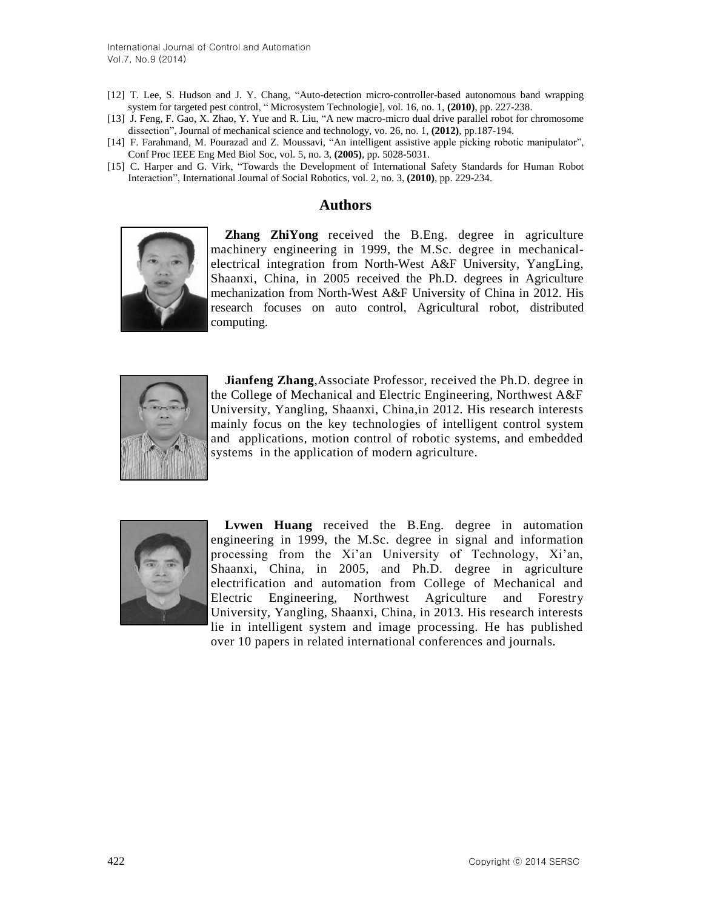[12] T. Lee, S. Hudson and J. Y. Chang, "Auto-detection micro-controller-based autonomous band wrapping system for targeted pest control, " Microsystem Technologie], vol. 16, no. 1, **(2010)**, pp. 227-238.

[13] J. Feng, F. Gao, X. Zhao, Y. Yue and R. Liu, "A new macro-micro dual drive parallel robot for chromosome dissection", Journal of mechanical science and technology, vo. 26, no. 1, **(2012)**, pp.187-194.

[14] F. Farahmand, M. Pourazad and Z. Moussavi, "An intelligent assistive apple picking robotic manipulator", Conf Proc IEEE Eng Med Biol Soc, vol. 5, no. 3, **(2005)**, pp. 5028-5031.

[15] C. Harper and G. Virk, "Towards the Development of International Safety Standards for Human Robot Interaction", International Journal of Social Robotics, vol. 2, no. 3, **(2010)**, pp. 229-234.

## Authors

**Zhang ZhiYong** received the B.Eng. degree in agriculture machinery engineering in 1999, the M.Sc. degree in mechanical-electrical integration from North-West A&F University, YangLing, Shaanxi, China, in 2005 received the Ph.D. degrees in Agriculture mechanization from North-West A&F University of China in 2012. His research focuses on auto control, Agricultural robot, distributed computing.

**Jianfeng Zhang**,Associate Professor, received the Ph.D. degree in the College of Mechanical and Electric Engineering, Northwest A&F University, Yangling, Shaanxi, China,in 2012. His research interests mainly focus on the key technologies of intelligent control system and applications, motion control of robotic systems, and embedded systems in the application of modern agriculture.

**Lvwen Huang** received the B.Eng. degree in automation engineering in 1999, the M.Sc. degree in signal and information processing from the Xi'an University of Technology, Xi'an, Shaanxi, China, in 2005, and Ph.D. degree in agriculture electrification and automation from College of Mechanical and Electric Engineering, Northwest Agriculture and Forestry University, Yangling, Shaanxi, China, in 2013. His research interests lie in intelligent system and image processing. He has published over 10 papers in related international conferences and journals.